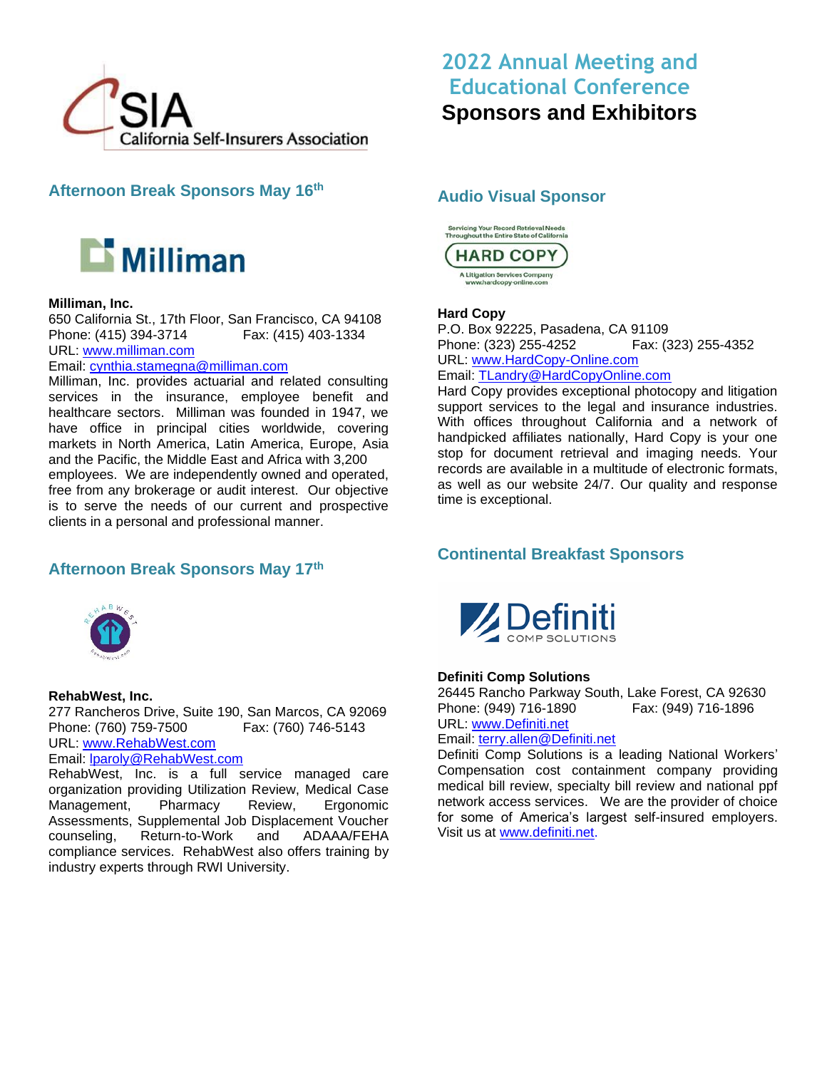# 2022 Annual Meeting and Educational Conference

## Sponsors and Exhibitors

### Afternoon Break Sponsors May 16th

**Milliman, Inc.**
650 California St., 17th Floor, San Francisco, CA 94108
Phone: (415) 394-3714 Fax: (415) 403-1334
URL: www.milliman.com
Email: cynthia.stamegna@milliman.com

Milliman, Inc. provides actuarial and related consulting services in the insurance, employee benefit and healthcare sectors. Milliman was founded in 1947, we have office in principal cities worldwide, covering markets in North America, Latin America, Europe, Asia and the Pacific, the Middle East and Africa with 3,200 employees. We are independently owned and operated, free from any brokerage or audit interest. Our objective is to serve the needs of our current and prospective clients in a personal and professional manner.

### Afternoon Break Sponsors May 17th

**RehabWest, Inc.**
277 Rancheros Drive, Suite 190, San Marcos, CA 92069
Phone: (760) 759-7500 Fax: (760) 746-5143
URL: www.RehabWest.com
Email: lparoly@RehabWest.com

RehabWest, Inc. is a full service managed care organization providing Utilization Review, Medical Case Management, Pharmacy Review, Ergonomic Assessments, Supplemental Job Displacement Voucher counseling, Return-to-Work and ADAAA/FEHA compliance services. RehabWest also offers training by industry experts through RWI University.

### Audio Visual Sponsor

**Hard Copy**
P.O. Box 92225, Pasadena, CA 91109
Phone: (323) 255-4252 Fax: (323) 255-4352
URL: www.HardCopy-Online.com
Email: TLandry@HardCopyOnline.com

Hard Copy provides exceptional photocopy and litigation support services to the legal and insurance industries. With offices throughout California and a network of handpicked affiliates nationally, Hard Copy is your one stop for document retrieval and imaging needs. Your records are available in a multitude of electronic formats, as well as our website 24/7. Our quality and response time is exceptional.

### Continental Breakfast Sponsors

**Definiti Comp Solutions**
26445 Rancho Parkway South, Lake Forest, CA 92630
Phone: (949) 716-1890 Fax: (949) 716-1896
URL: www.Definiti.net
Email: terry.allen@Definiti.net

Definiti Comp Solutions is a leading National Workers' Compensation cost containment company providing medical bill review, specialty bill review and national ppf network access services. We are the provider of choice for some of America's largest self-insured employers. Visit us at www.definiti.net.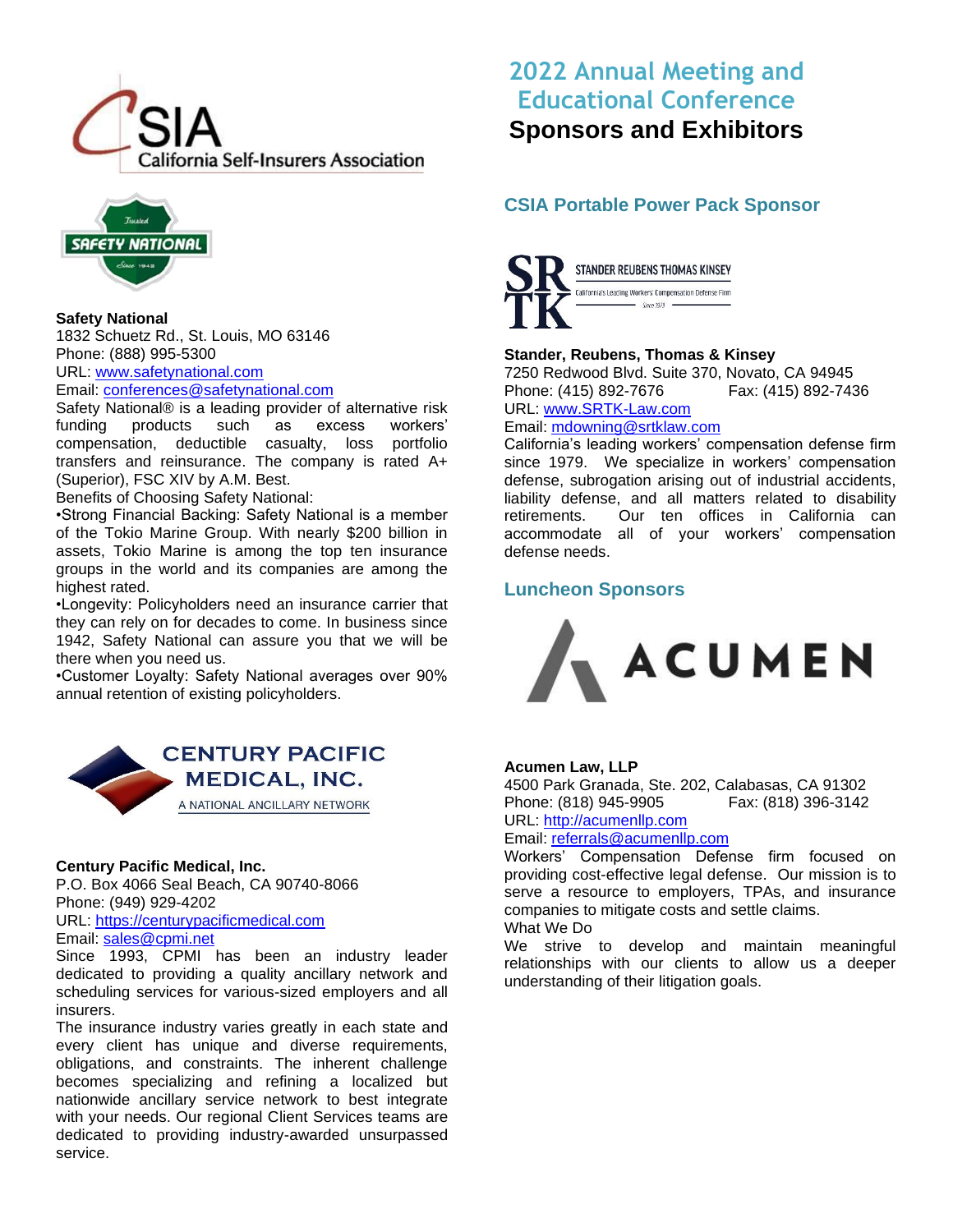## 2022 Annual Meeting and Educational Conference
## Sponsors and Exhibitors

**Safety National**
1832 Schuetz Rd., St. Louis, MO 63146
Phone: (888) 995-5300
URL: www.safetynational.com
Email: conferences@safetynational.com
Safety National® is a leading provider of alternative risk funding products such as excess workers' compensation, deductible casualty, loss portfolio transfers and reinsurance. The company is rated A+ (Superior), FSC XIV by A.M. Best.
Benefits of Choosing Safety National:
•Strong Financial Backing: Safety National is a member of the Tokio Marine Group. With nearly $200 billion in assets, Tokio Marine is among the top ten insurance groups in the world and its companies are among the highest rated.
•Longevity: Policyholders need an insurance carrier that they can rely on for decades to come. In business since 1942, Safety National can assure you that we will be there when you need us.
•Customer Loyalty: Safety National averages over 90% annual retention of existing policyholders.

**Century Pacific Medical, Inc.**
P.O. Box 4066 Seal Beach, CA 90740-8066
Phone: (949) 929-4202
URL: https://centurypacificmedical.com
Email: sales@cpmi.net
Since 1993, CPMI has been an industry leader dedicated to providing a quality ancillary network and scheduling services for various-sized employers and all insurers.
The insurance industry varies greatly in each state and every client has unique and diverse requirements, obligations, and constraints. The inherent challenge becomes specializing and refining a localized but nationwide ancillary service network to best integrate with your needs. Our regional Client Services teams are dedicated to providing industry-awarded unsurpassed service.

### CSIA Portable Power Pack Sponsor

**Stander, Reubens, Thomas & Kinsey**
7250 Redwood Blvd. Suite 370, Novato, CA 94945
Phone: (415) 892-7676 Fax: (415) 892-7436
URL: www.SRTK-Law.com
Email: mdowning@srtklaw.com
California's leading workers' compensation defense firm since 1979. We specialize in workers' compensation defense, subrogation arising out of industrial accidents, liability defense, and all matters related to disability retirements. Our ten offices in California can accommodate all of your workers' compensation defense needs.

### Luncheon Sponsors

**Acumen Law, LLP**
4500 Park Granada, Ste. 202, Calabasas, CA 91302
Phone: (818) 945-9905 Fax: (818) 396-3142
URL: http://acumenllp.com
Email: referrals@acumenllp.com
Workers' Compensation Defense firm focused on providing cost-effective legal defense. Our mission is to serve a resource to employers, TPAs, and insurance companies to mitigate costs and settle claims.
What We Do
We strive to develop and maintain meaningful relationships with our clients to allow us a deeper understanding of their litigation goals.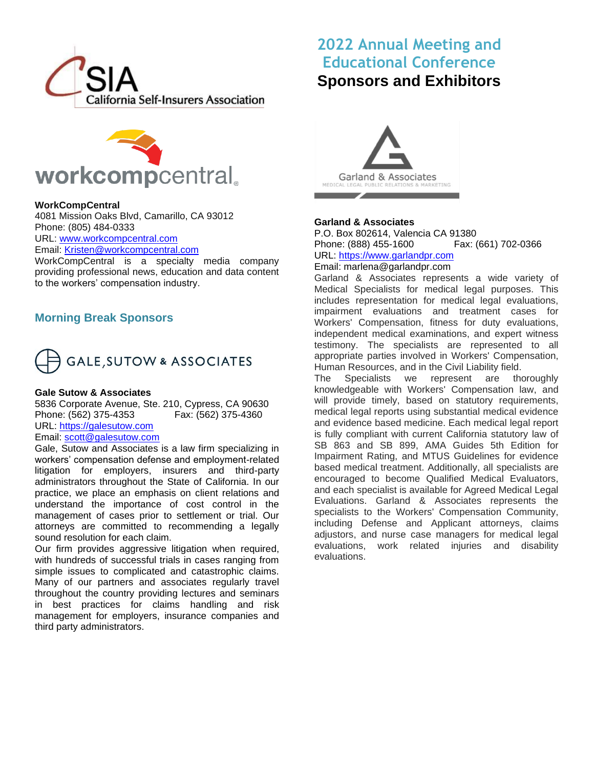# 2022 Annual Meeting and Educational Conference

## Sponsors and Exhibitors

**WorkCompCentral**
4081 Mission Oaks Blvd, Camarillo, CA 93012
Phone: (805) 484-0333
URL: www.workcompcentral.com
Email: Kristen@workcompcentral.com
WorkCompCentral is a specialty media company providing professional news, education and data content to the workers' compensation industry.

## Morning Break Sponsors

**Gale Sutow & Associates**
5836 Corporate Avenue, Ste. 210, Cypress, CA 90630
Phone: (562) 375-4353 Fax: (562) 375-4360
URL: https://galesutow.com
Email: scott@galesutow.com
Gale, Sutow and Associates is a law firm specializing in workers' compensation defense and employment-related litigation for employers, insurers and third-party administrators throughout the State of California. In our practice, we place an emphasis on client relations and understand the importance of cost control in the management of cases prior to settlement or trial. Our attorneys are committed to recommending a legally sound resolution for each claim.
Our firm provides aggressive litigation when required, with hundreds of successful trials in cases ranging from simple issues to complicated and catastrophic claims. Many of our partners and associates regularly travel throughout the country providing lectures and seminars in best practices for claims handling and risk management for employers, insurance companies and third party administrators.

**Garland & Associates**
P.O. Box 802614, Valencia CA 91380
Phone: (888) 455-1600 Fax: (661) 702-0366
URL: https://www.garlandpr.com
Email: marlena@garlandpr.com
Garland & Associates represents a wide variety of Medical Specialists for medical legal purposes. This includes representation for medical legal evaluations, impairment evaluations and treatment cases for Workers' Compensation, fitness for duty evaluations, independent medical examinations, and expert witness testimony. The specialists are represented to all appropriate parties involved in Workers' Compensation, Human Resources, and in the Civil Liability field.
The Specialists we represent are thoroughly knowledgeable with Workers' Compensation law, and will provide timely, based on statutory requirements, medical legal reports using substantial medical evidence and evidence based medicine. Each medical legal report is fully compliant with current California statutory law of SB 863 and SB 899, AMA Guides 5th Edition for Impairment Rating, and MTUS Guidelines for evidence based medical treatment. Additionally, all specialists are encouraged to become Qualified Medical Evaluators, and each specialist is available for Agreed Medical Legal Evaluations. Garland & Associates represents the specialists to the Workers' Compensation Community, including Defense and Applicant attorneys, claims adjustors, and nurse case managers for medical legal evaluations, work related injuries and disability evaluations.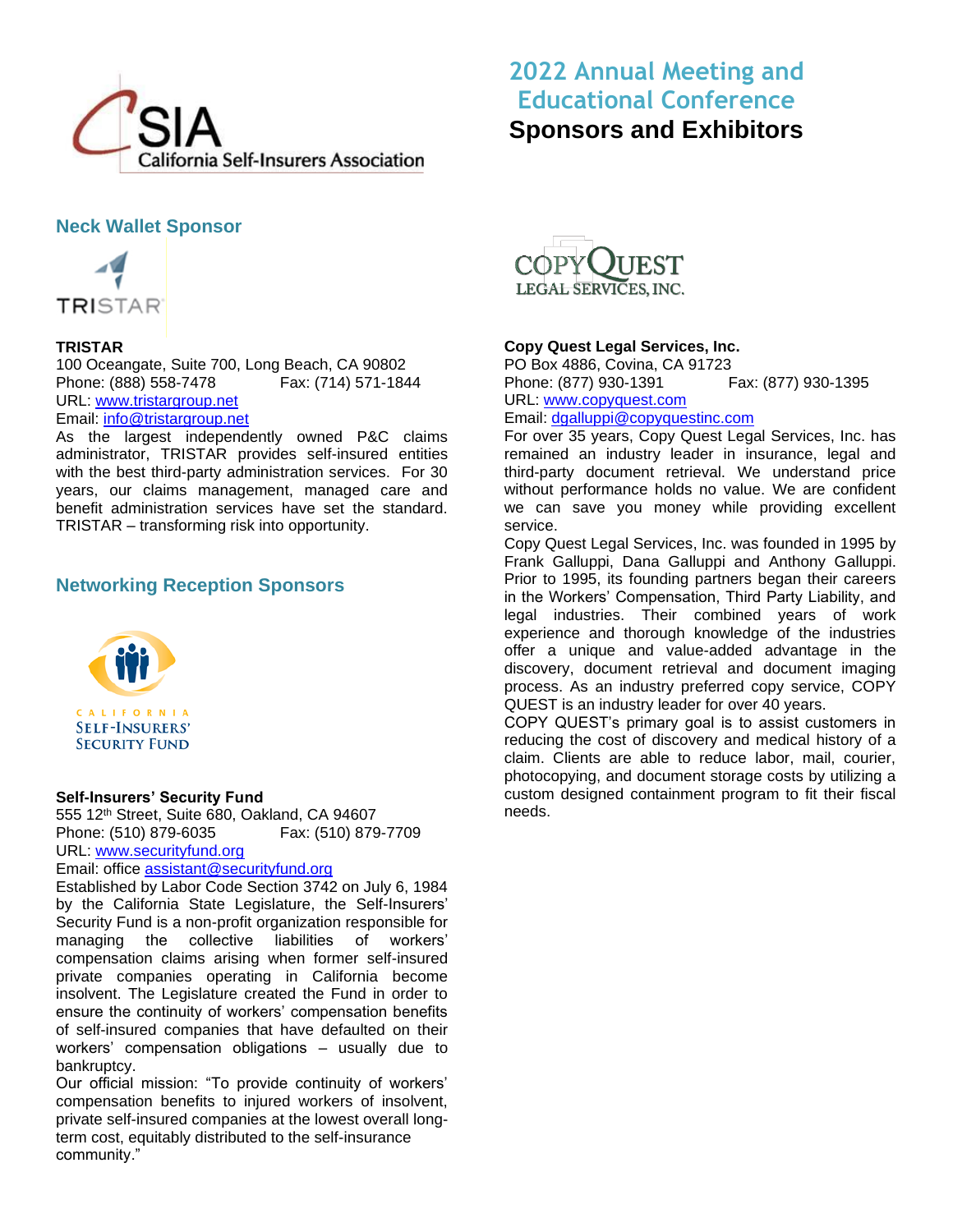# 2022 Annual Meeting and Educational Conference

## Sponsors and Exhibitors

### Neck Wallet Sponsor

**TRISTAR**
100 Oceangate, Suite 700, Long Beach, CA 90802
Phone: (888) 558-7478 Fax: (714) 571-1844
URL: www.tristargroup.net
Email: info@tristargroup.net

As the largest independently owned P&C claims administrator, TRISTAR provides self-insured entities with the best third-party administration services. For 30 years, our claims management, managed care and benefit administration services have set the standard. TRISTAR – transforming risk into opportunity.

### Networking Reception Sponsors

**Self-Insurers' Security Fund**
555 12th Street, Suite 680, Oakland, CA 94607
Phone: (510) 879-6035 Fax: (510) 879-7709
URL: www.securityfund.org
Email: office assistant@securityfund.org

Established by Labor Code Section 3742 on July 6, 1984 by the California State Legislature, the Self-Insurers' Security Fund is a non-profit organization responsible for managing the collective liabilities of workers' compensation claims arising when former self-insured private companies operating in California become insolvent. The Legislature created the Fund in order to ensure the continuity of workers' compensation benefits of self-insured companies that have defaulted on their workers' compensation obligations – usually due to bankruptcy.

Our official mission: "To provide continuity of workers' compensation benefits to injured workers of insolvent, private self-insured companies at the lowest overall long-term cost, equitably distributed to the self-insurance community."

**Copy Quest Legal Services, Inc.**
PO Box 4886, Covina, CA 91723
Phone: (877) 930-1391 Fax: (877) 930-1395
URL: www.copyquest.com
Email: dgalluppi@copyquestinc.com

For over 35 years, Copy Quest Legal Services, Inc. has remained an industry leader in insurance, legal and third-party document retrieval. We understand price without performance holds no value. We are confident we can save you money while providing excellent service.

Copy Quest Legal Services, Inc. was founded in 1995 by Frank Galluppi, Dana Galluppi and Anthony Galluppi. Prior to 1995, its founding partners began their careers in the Workers' Compensation, Third Party Liability, and legal industries. Their combined years of work experience and thorough knowledge of the industries offer a unique and value-added advantage in the discovery, document retrieval and document imaging process. As an industry preferred copy service, COPY QUEST is an industry leader for over 40 years.

COPY QUEST's primary goal is to assist customers in reducing the cost of discovery and medical history of a claim. Clients are able to reduce labor, mail, courier, photocopying, and document storage costs by utilizing a custom designed containment program to fit their fiscal needs.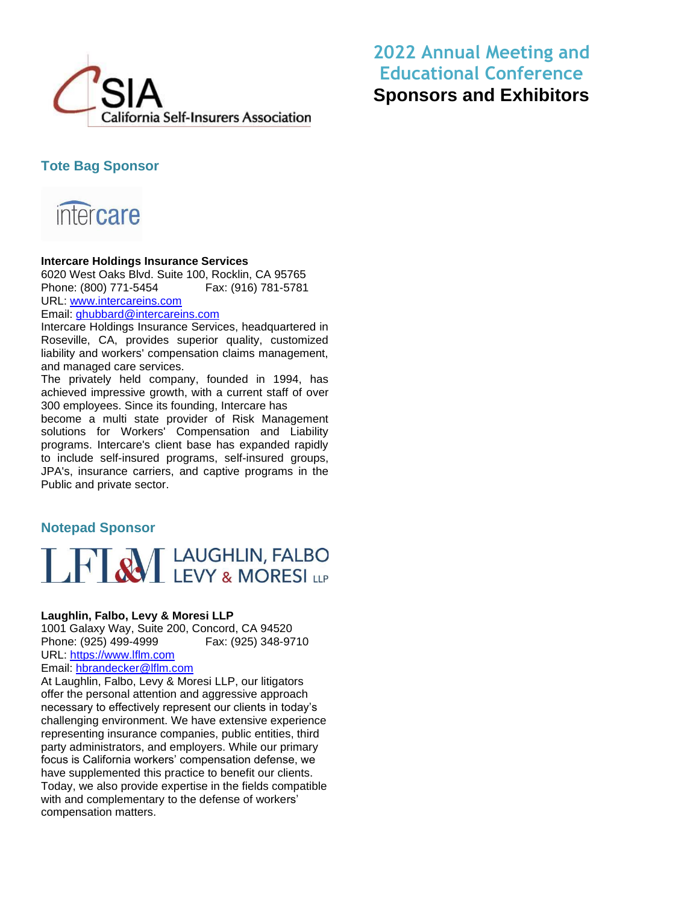2022 Annual Meeting and Educational Conference

**Sponsors and Exhibitors**

## Tote Bag Sponsor

**Intercare Holdings Insurance Services**
6020 West Oaks Blvd. Suite 100, Rocklin, CA 95765
Phone: (800) 771-5454 Fax: (916) 781-5781
URL: www.intercareins.com
Email: ghubbard@intercareins.com

Intercare Holdings Insurance Services, headquartered in Roseville, CA, provides superior quality, customized liability and workers' compensation claims management, and managed care services.

The privately held company, founded in 1994, has achieved impressive growth, with a current staff of over 300 employees. Since its founding, Intercare has become a multi state provider of Risk Management solutions for Workers' Compensation and Liability programs. Intercare's client base has expanded rapidly to include self-insured programs, self-insured groups, JPA's, insurance carriers, and captive programs in the Public and private sector.

## Notepad Sponsor

**Laughlin, Falbo, Levy & Moresi LLP**
1001 Galaxy Way, Suite 200, Concord, CA 94520
Phone: (925) 499-4999 Fax: (925) 348-9710
URL: https://www.lflm.com
Email: hbrandecker@lflm.com

At Laughlin, Falbo, Levy & Moresi LLP, our litigators offer the personal attention and aggressive approach necessary to effectively represent our clients in today's challenging environment. We have extensive experience representing insurance companies, public entities, third party administrators, and employers. While our primary focus is California workers' compensation defense, we have supplemented this practice to benefit our clients. Today, we also provide expertise in the fields compatible with and complementary to the defense of workers' compensation matters.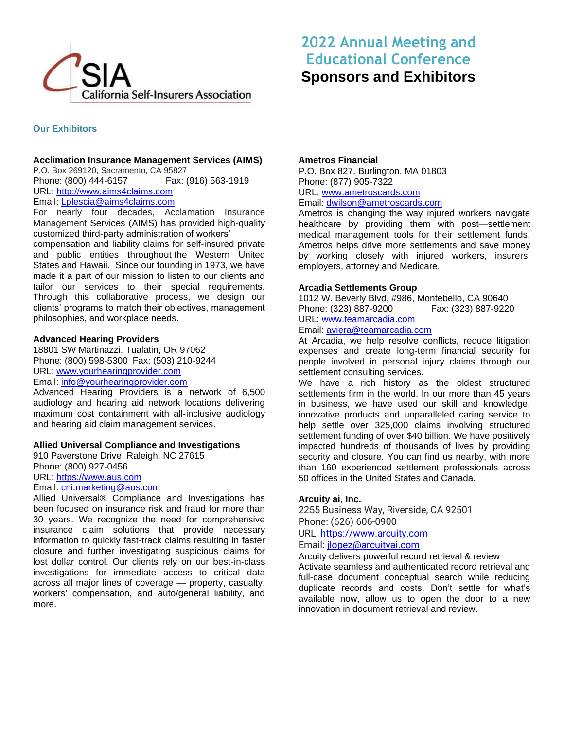CSIA California Self-Insurers Association

# 2022 Annual Meeting and Educational Conference

## Sponsors and Exhibitors

### Our Exhibitors

**Acclimation Insurance Management Services (AIMS)**
P.O. Box 269120, Sacramento, CA 95827
Phone: (800) 444-6157 Fax: (916) 563-1919
URL: http://www.aims4claims.com
Email: Lplescia@aims4claims.com
For nearly four decades, Acclimation Insurance Management Services (AIMS) has provided high-quality customized third-party administration of workers' compensation and liability claims for self-insured private and public entities throughout the Western United States and Hawaii. Since our founding in 1973, we have made it a part of our mission to listen to our clients and tailor our services to their special requirements. Through this collaborative process, we design our clients' programs to match their objectives, management philosophies, and workplace needs.

**Advanced Hearing Providers**
18801 SW Martinazzi, Tualatin, OR 97062
Phone: (800) 598-5300 Fax: (503) 210-9244
URL: www.yourhearingprovider.com
Email: info@yourhearingprovider.com
Advanced Hearing Providers is a network of 6,500 audiology and hearing aid network locations delivering maximum cost containment with all-inclusive audiology and hearing aid claim management services.

**Allied Universal Compliance and Investigations**
910 Paverstone Drive, Raleigh, NC 27615
Phone: (800) 927-0456
URL: https://www.aus.com
Email: cni.marketing@aus.com
Allied Universal® Compliance and Investigations has been focused on insurance risk and fraud for more than 30 years. We recognize the need for comprehensive insurance claim solutions that provide necessary information to quickly fast-track claims resulting in faster closure and further investigating suspicious claims for lost dollar control. Our clients rely on our best-in-class investigations for immediate access to critical data across all major lines of coverage — property, casualty, workers' compensation, and auto/general liability, and more.

**Ametros Financial**
P.O. Box 827, Burlington, MA 01803
Phone: (877) 905-7322
URL: www.ametroscards.com
Email: dwilson@ametroscards.com
Ametros is changing the way injured workers navigate healthcare by providing them with post—settlement medical management tools for their settlement funds. Ametros helps drive more settlements and save money by working closely with injured workers, insurers, employers, attorney and Medicare.

**Arcadia Settlements Group**
1012 W. Beverly Blvd, #986, Montebello, CA 90640
Phone: (323) 887-9200 Fax: (323) 887-9220
URL: www.teamarcadia.com
Email: aviera@teamarcadia.com
At Arcadia, we help resolve conflicts, reduce litigation expenses and create long-term financial security for people involved in personal injury claims through our settlement consulting services.
We have a rich history as the oldest structured settlements firm in the world. In our more than 45 years in business, we have used our skill and knowledge, innovative products and unparalleled caring service to help settle over 325,000 claims involving structured settlement funding of over $40 billion. We have positively impacted hundreds of thousands of lives by providing security and closure. You can find us nearby, with more than 160 experienced settlement professionals across 50 offices in the United States and Canada.

**Arcuity ai, Inc.**
2255 Business Way, Riverside, CA 92501
Phone: (626) 606-0900
URL: https://www.arcuity.com
Email: jlopez@arcuityai.com
Arcuity delivers powerful record retrieval & review
Activate seamless and authenticated record retrieval and full-case document conceptual search while reducing duplicate records and costs. Don't settle for what's available now, allow us to open the door to a new innovation in document retrieval and review.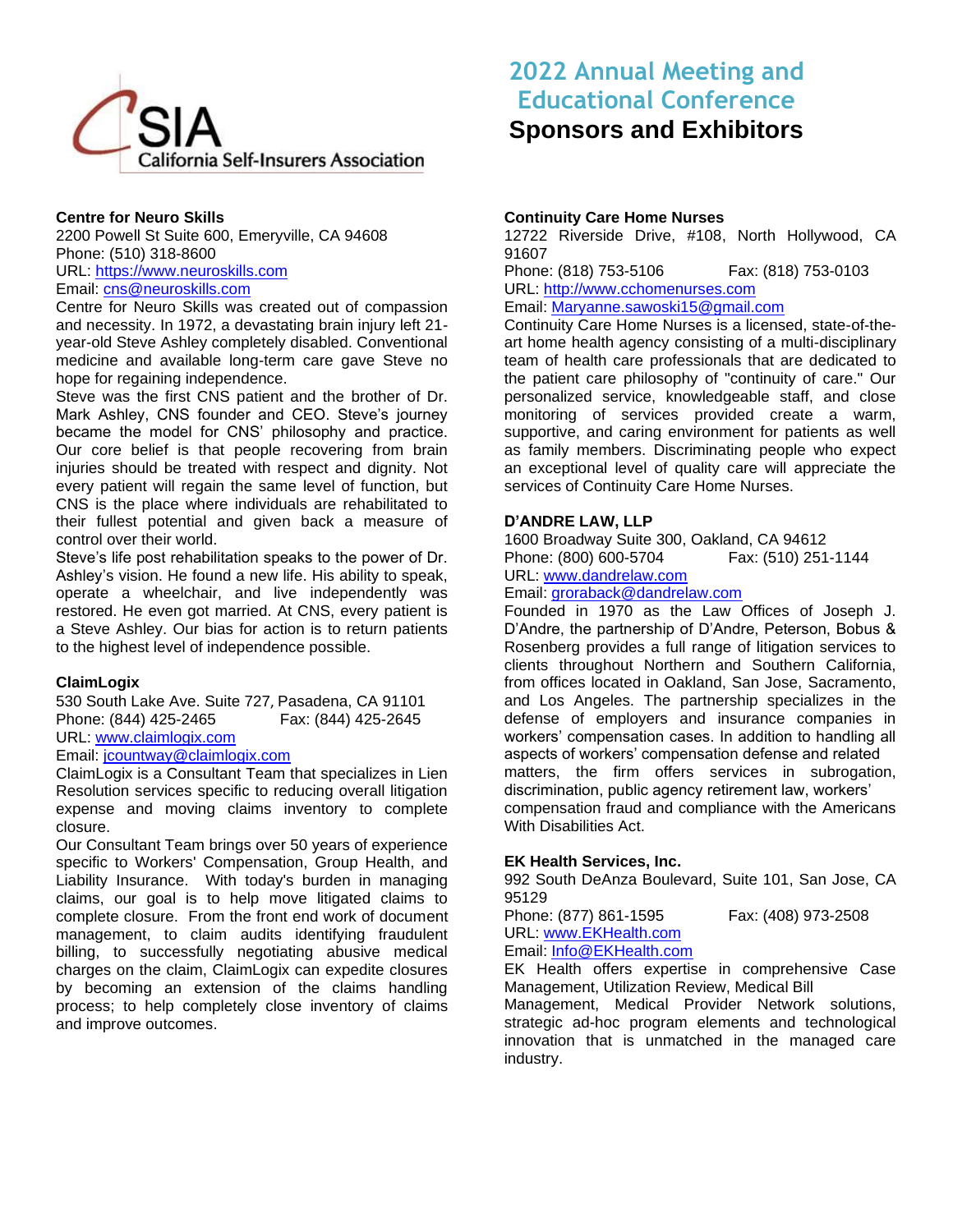CSIA California Self-Insurers Association

# 2022 Annual Meeting and Educational Conference

## Sponsors and Exhibitors

**Centre for Neuro Skills**
2200 Powell St Suite 600, Emeryville, CA 94608
Phone: (510) 318-8600
URL: https://www.neuroskills.com
Email: cns@neuroskills.com

Centre for Neuro Skills was created out of compassion and necessity. In 1972, a devastating brain injury left 21-year-old Steve Ashley completely disabled. Conventional medicine and available long-term care gave Steve no hope for regaining independence.

Steve was the first CNS patient and the brother of Dr. Mark Ashley, CNS founder and CEO. Steve's journey became the model for CNS' philosophy and practice. Our core belief is that people recovering from brain injuries should be treated with respect and dignity. Not every patient will regain the same level of function, but CNS is the place where individuals are rehabilitated to their fullest potential and given back a measure of control over their world.

Steve's life post rehabilitation speaks to the power of Dr. Ashley's vision. He found a new life. His ability to speak, operate a wheelchair, and live independently was restored. He even got married. At CNS, every patient is a Steve Ashley. Our bias for action is to return patients to the highest level of independence possible.

**ClaimLogix**
530 South Lake Ave. Suite 727, Pasadena, CA 91101
Phone: (844) 425-2465 Fax: (844) 425-2645
URL: www.claimlogix.com
Email: jcountway@claimlogix.com

ClaimLogix is a Consultant Team that specializes in Lien Resolution services specific to reducing overall litigation expense and moving claims inventory to complete closure.

Our Consultant Team brings over 50 years of experience specific to Workers' Compensation, Group Health, and Liability Insurance. With today's burden in managing claims, our goal is to help move litigated claims to complete closure. From the front end work of document management, to claim audits identifying fraudulent billing, to successfully negotiating abusive medical charges on the claim, ClaimLogix can expedite closures by becoming an extension of the claims handling process; to help completely close inventory of claims and improve outcomes.

**Continuity Care Home Nurses**
12722 Riverside Drive, #108, North Hollywood, CA 91607
Phone: (818) 753-5106 Fax: (818) 753-0103
URL: http://www.cchomenurses.com
Email: Maryanne.sawoski15@gmail.com

Continuity Care Home Nurses is a licensed, state-of-the-art home health agency consisting of a multi-disciplinary team of health care professionals that are dedicated to the patient care philosophy of "continuity of care." Our personalized service, knowledgeable staff, and close monitoring of services provided create a warm, supportive, and caring environment for patients as well as family members. Discriminating people who expect an exceptional level of quality care will appreciate the services of Continuity Care Home Nurses.

**D'ANDRE LAW, LLP**
1600 Broadway Suite 300, Oakland, CA 94612
Phone: (800) 600-5704 Fax: (510) 251-1144
URL: www.dandrelaw.com
Email: groraback@dandrelaw.com

Founded in 1970 as the Law Offices of Joseph J. D'Andre, the partnership of D'Andre, Peterson, Bobus & Rosenberg provides a full range of litigation services to clients throughout Northern and Southern California, from offices located in Oakland, San Jose, Sacramento, and Los Angeles. The partnership specializes in the defense of employers and insurance companies in workers' compensation cases. In addition to handling all aspects of workers' compensation defense and related matters, the firm offers services in subrogation, discrimination, public agency retirement law, workers' compensation fraud and compliance with the Americans With Disabilities Act.

**EK Health Services, Inc.**
992 South DeAnza Boulevard, Suite 101, San Jose, CA 95129
Phone: (877) 861-1595 Fax: (408) 973-2508
URL: www.EKHealth.com
Email: Info@EKHealth.com

EK Health offers expertise in comprehensive Case Management, Utilization Review, Medical Bill Management, Medical Provider Network solutions, strategic ad-hoc program elements and technological innovation that is unmatched in the managed care industry.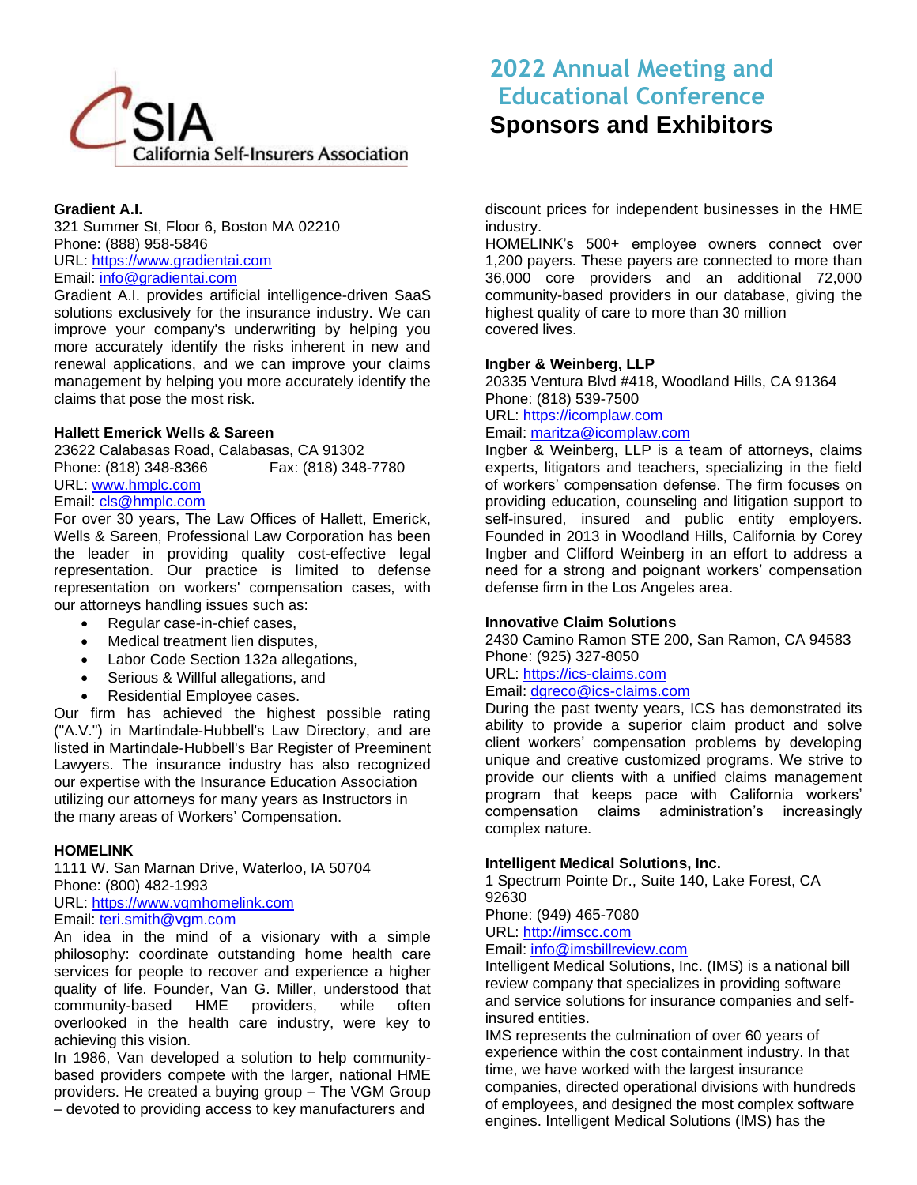# 2022 Annual Meeting and Educational Conference

## Sponsors and Exhibitors

**Gradient A.I.**
321 Summer St, Floor 6, Boston MA 02210
Phone: (888) 958-5846
URL: https://www.gradientai.com
Email: info@gradientai.com

Gradient A.I. provides artificial intelligence-driven SaaS solutions exclusively for the insurance industry. We can improve your company's underwriting by helping you more accurately identify the risks inherent in new and renewal applications, and we can improve your claims management by helping you more accurately identify the claims that pose the most risk.

**Hallett Emerick Wells & Sareen**
23622 Calabasas Road, Calabasas, CA 91302
Phone: (818) 348-8366 Fax: (818) 348-7780
URL: www.hmplc.com
Email: cls@hmplc.com

For over 30 years, The Law Offices of Hallett, Emerick, Wells & Sareen, Professional Law Corporation has been the leader in providing quality cost-effective legal representation. Our practice is limited to defense representation on workers' compensation cases, with our attorneys handling issues such as:

- Regular case-in-chief cases,
- Medical treatment lien disputes,
- Labor Code Section 132a allegations,
- Serious & Willful allegations, and
- Residential Employee cases.

Our firm has achieved the highest possible rating ("A.V.") in Martindale-Hubbell's Law Directory, and are listed in Martindale-Hubbell's Bar Register of Preeminent Lawyers. The insurance industry has also recognized our expertise with the Insurance Education Association utilizing our attorneys for many years as Instructors in the many areas of Workers' Compensation.

**HOMELINK**
1111 W. San Marnan Drive, Waterloo, IA 50704
Phone: (800) 482-1993
URL: https://www.vgmhomelink.com
Email: teri.smith@vgm.com

An idea in the mind of a visionary with a simple philosophy: coordinate outstanding home health care services for people to recover and experience a higher quality of life. Founder, Van G. Miller, understood that community-based HME providers, while often overlooked in the health care industry, were key to achieving this vision.

In 1986, Van developed a solution to help community-based providers compete with the larger, national HME providers. He created a buying group – The VGM Group – devoted to providing access to key manufacturers and discount prices for independent businesses in the HME industry.

HOMELINK's 500+ employee owners connect over 1,200 payers. These payers are connected to more than 36,000 core providers and an additional 72,000 community-based providers in our database, giving the highest quality of care to more than 30 million covered lives.

**Ingber & Weinberg, LLP**
20335 Ventura Blvd #418, Woodland Hills, CA 91364
Phone: (818) 539-7500
URL: https://icomplaw.com
Email: maritza@icomplaw.com

Ingber & Weinberg, LLP is a team of attorneys, claims experts, litigators and teachers, specializing in the field of workers' compensation defense. The firm focuses on providing education, counseling and litigation support to self-insured, insured and public entity employers. Founded in 2013 in Woodland Hills, California by Corey Ingber and Clifford Weinberg in an effort to address a need for a strong and poignant workers' compensation defense firm in the Los Angeles area.

**Innovative Claim Solutions**
2430 Camino Ramon STE 200, San Ramon, CA 94583
Phone: (925) 327-8050
URL: https://ics-claims.com
Email: dgreco@ics-claims.com

During the past twenty years, ICS has demonstrated its ability to provide a superior claim product and solve client workers' compensation problems by developing unique and creative customized programs. We strive to provide our clients with a unified claims management program that keeps pace with California workers' compensation claims administration's increasingly complex nature.

**Intelligent Medical Solutions, Inc.**
1 Spectrum Pointe Dr., Suite 140, Lake Forest, CA 92630
Phone: (949) 465-7080
URL: http://imscc.com
Email: info@imsbillreview.com

Intelligent Medical Solutions, Inc. (IMS) is a national bill review company that specializes in providing software and service solutions for insurance companies and self-insured entities.

IMS represents the culmination of over 60 years of experience within the cost containment industry. In that time, we have worked with the largest insurance companies, directed operational divisions with hundreds of employees, and designed the most complex software engines. Intelligent Medical Solutions (IMS) has the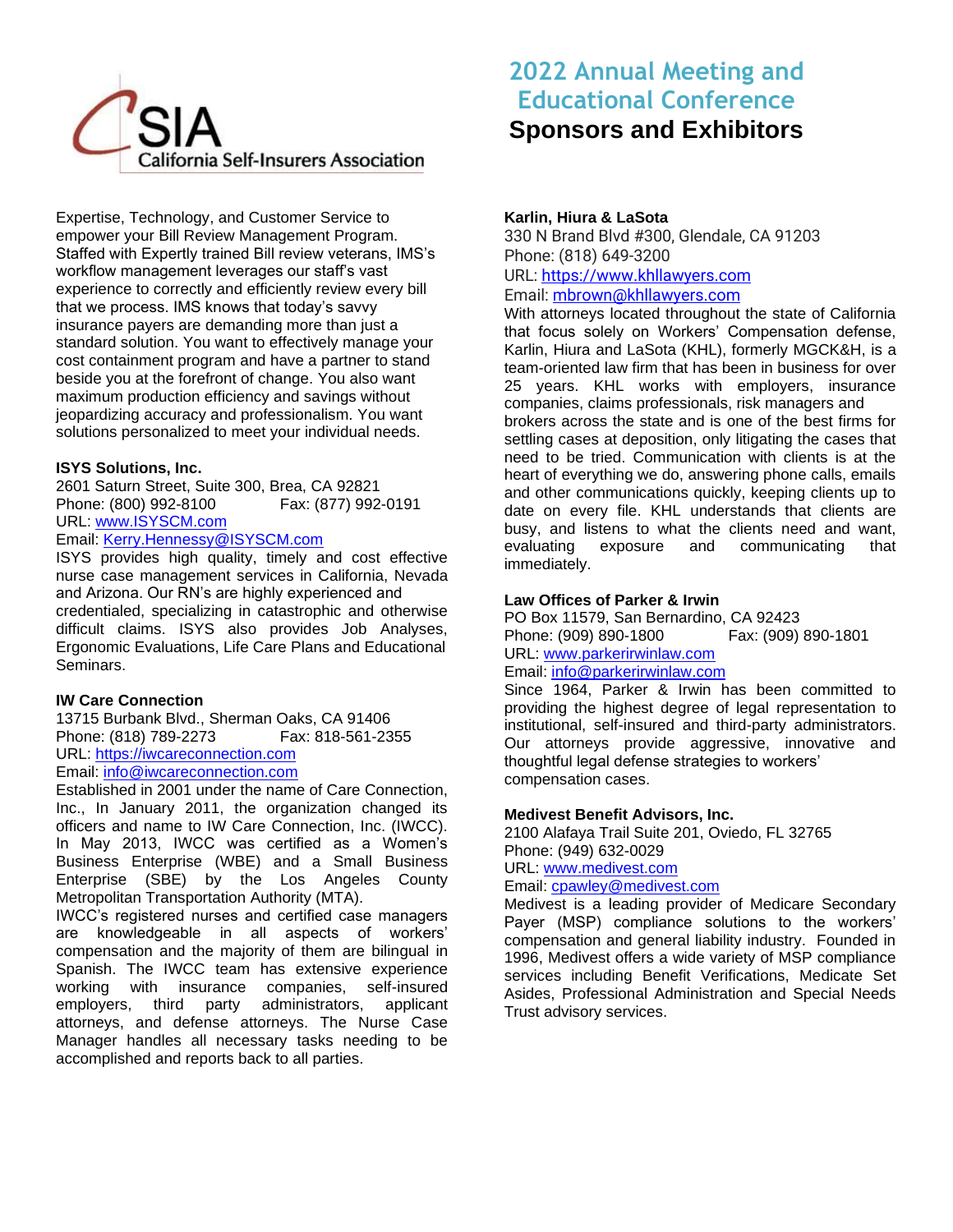# 2022 Annual Meeting and Educational Conference

## Sponsors and Exhibitors

Expertise, Technology, and Customer Service to empower your Bill Review Management Program. Staffed with Expertly trained Bill review veterans, IMS's workflow management leverages our staff's vast experience to correctly and efficiently review every bill that we process. IMS knows that today's savvy insurance payers are demanding more than just a standard solution. You want to effectively manage your cost containment program and have a partner to stand beside you at the forefront of change. You also want maximum production efficiency and savings without jeopardizing accuracy and professionalism. You want solutions personalized to meet your individual needs.

**ISYS Solutions, Inc.**
2601 Saturn Street, Suite 300, Brea, CA 92821
Phone: (800) 992-8100 Fax: (877) 992-0191
URL: www.ISYSCM.com
Email: Kerry.Hennessy@ISYSCM.com
ISYS provides high quality, timely and cost effective nurse case management services in California, Nevada and Arizona. Our RN's are highly experienced and credentialed, specializing in catastrophic and otherwise difficult claims. ISYS also provides Job Analyses, Ergonomic Evaluations, Life Care Plans and Educational Seminars.

**IW Care Connection**
13715 Burbank Blvd., Sherman Oaks, CA 91406
Phone: (818) 789-2273 Fax: 818-561-2355
URL: https://iwcareconnection.com
Email: info@iwcareconnection.com
Established in 2001 under the name of Care Connection, Inc., In January 2011, the organization changed its officers and name to IW Care Connection, Inc. (IWCC). In May 2013, IWCC was certified as a Women's Business Enterprise (WBE) and a Small Business Enterprise (SBE) by the Los Angeles County Metropolitan Transportation Authority (MTA).
IWCC's registered nurses and certified case managers are knowledgeable in all aspects of workers' compensation and the majority of them are bilingual in Spanish. The IWCC team has extensive experience working with insurance companies, self-insured employers, third party administrators, applicant attorneys, and defense attorneys. The Nurse Case Manager handles all necessary tasks needing to be accomplished and reports back to all parties.

**Karlin, Hiura & LaSota**
330 N Brand Blvd #300, Glendale, CA 91203
Phone: (818) 649-3200
URL: https://www.khllawyers.com
Email: mbrown@khllawyers.com
With attorneys located throughout the state of California that focus solely on Workers' Compensation defense, Karlin, Hiura and LaSota (KHL), formerly MGCK&H, is a team-oriented law firm that has been in business for over 25 years. KHL works with employers, insurance companies, claims professionals, risk managers and brokers across the state and is one of the best firms for settling cases at deposition, only litigating the cases that need to be tried. Communication with clients is at the heart of everything we do, answering phone calls, emails and other communications quickly, keeping clients up to date on every file. KHL understands that clients are busy, and listens to what the clients need and want, evaluating exposure and communicating that immediately.

**Law Offices of Parker & Irwin**
PO Box 11579, San Bernardino, CA 92423
Phone: (909) 890-1800 Fax: (909) 890-1801
URL: www.parkerirwinlaw.com
Email: info@parkerirwinlaw.com
Since 1964, Parker & Irwin has been committed to providing the highest degree of legal representation to institutional, self-insured and third-party administrators. Our attorneys provide aggressive, innovative and thoughtful legal defense strategies to workers' compensation cases.

**Medivest Benefit Advisors, Inc.**
2100 Alafaya Trail Suite 201, Oviedo, FL 32765
Phone: (949) 632-0029
URL: www.medivest.com
Email: cpawley@medivest.com
Medivest is a leading provider of Medicare Secondary Payer (MSP) compliance solutions to the workers' compensation and general liability industry. Founded in 1996, Medivest offers a wide variety of MSP compliance services including Benefit Verifications, Medicate Set Asides, Professional Administration and Special Needs Trust advisory services.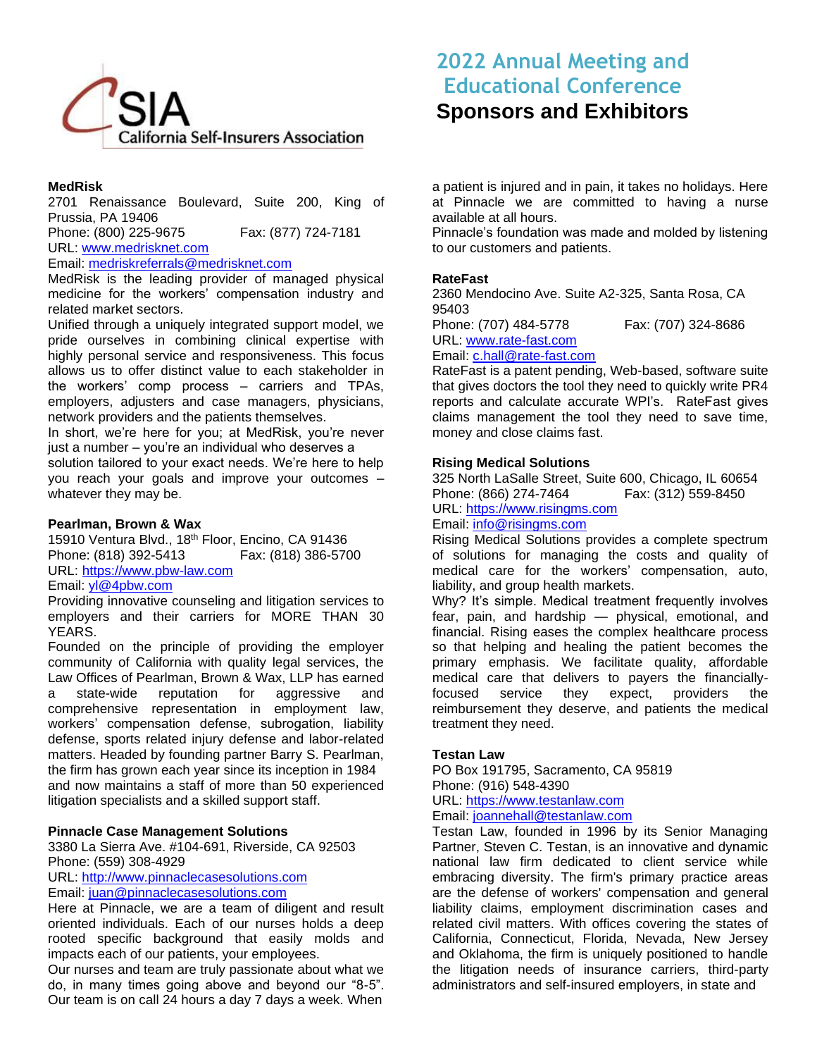# 2022 Annual Meeting and Educational Conference

## Sponsors and Exhibitors

California Self-Insurers Association

**MedRisk**
2701 Renaissance Boulevard, Suite 200, King of Prussia, PA 19406
Phone: (800) 225-9675 Fax: (877) 724-7181
URL: www.medrisknet.com
Email: medriskreferrals@medrisknet.com
MedRisk is the leading provider of managed physical medicine for the workers' compensation industry and related market sectors.
Unified through a uniquely integrated support model, we pride ourselves in combining clinical expertise with highly personal service and responsiveness. This focus allows us to offer distinct value to each stakeholder in the workers' comp process – carriers and TPAs, employers, adjusters and case managers, physicians, network providers and the patients themselves.
In short, we're here for you; at MedRisk, you're never just a number – you're an individual who deserves a solution tailored to your exact needs. We're here to help you reach your goals and improve your outcomes – whatever they may be.

**Pearlman, Brown & Wax**
15910 Ventura Blvd., 18th Floor, Encino, CA 91436
Phone: (818) 392-5413 Fax: (818) 386-5700
URL: https://www.pbw-law.com
Email: yl@4pbw.com
Providing innovative counseling and litigation services to employers and their carriers for MORE THAN 30 YEARS.
Founded on the principle of providing the employer community of California with quality legal services, the Law Offices of Pearlman, Brown & Wax, LLP has earned a state-wide reputation for aggressive and comprehensive representation in employment law, workers' compensation defense, subrogation, liability defense, sports related injury defense and labor-related matters. Headed by founding partner Barry S. Pearlman, the firm has grown each year since its inception in 1984 and now maintains a staff of more than 50 experienced litigation specialists and a skilled support staff.

**Pinnacle Case Management Solutions**
3380 La Sierra Ave. #104-691, Riverside, CA 92503
Phone: (559) 308-4929
URL: http://www.pinnaclecasesolutions.com
Email: juan@pinnaclecasesolutions.com
Here at Pinnacle, we are a team of diligent and result oriented individuals. Each of our nurses holds a deep rooted specific background that easily molds and impacts each of our patients, your employees.
Our nurses and team are truly passionate about what we do, in many times going above and beyond our "8-5". Our team is on call 24 hours a day 7 days a week. When a patient is injured and in pain, it takes no holidays. Here at Pinnacle we are committed to having a nurse available at all hours.
Pinnacle's foundation was made and molded by listening to our customers and patients.

**RateFast**
2360 Mendocino Ave. Suite A2-325, Santa Rosa, CA 95403
Phone: (707) 484-5778 Fax: (707) 324-8686
URL: www.rate-fast.com
Email: c.hall@rate-fast.com
RateFast is a patent pending, Web-based, software suite that gives doctors the tool they need to quickly write PR4 reports and calculate accurate WPI's. RateFast gives claims management the tool they need to save time, money and close claims fast.

**Rising Medical Solutions**
325 North LaSalle Street, Suite 600, Chicago, IL 60654
Phone: (866) 274-7464 Fax: (312) 559-8450
URL: https://www.risingms.com
Email: info@risingms.com
Rising Medical Solutions provides a complete spectrum of solutions for managing the costs and quality of medical care for the workers' compensation, auto, liability, and group health markets.
Why? It's simple. Medical treatment frequently involves fear, pain, and hardship — physical, emotional, and financial. Rising eases the complex healthcare process so that helping and healing the patient becomes the primary emphasis. We facilitate quality, affordable medical care that delivers to payers the financially-focused service they expect, providers the reimbursement they deserve, and patients the medical treatment they need.

**Testan Law**
PO Box 191795, Sacramento, CA 95819
Phone: (916) 548-4390
URL: https://www.testanlaw.com
Email: joannehall@testanlaw.com
Testan Law, founded in 1996 by its Senior Managing Partner, Steven C. Testan, is an innovative and dynamic national law firm dedicated to client service while embracing diversity. The firm's primary practice areas are the defense of workers' compensation and general liability claims, employment discrimination cases and related civil matters. With offices covering the states of California, Connecticut, Florida, Nevada, New Jersey and Oklahoma, the firm is uniquely positioned to handle the litigation needs of insurance carriers, third-party administrators and self-insured employers, in state and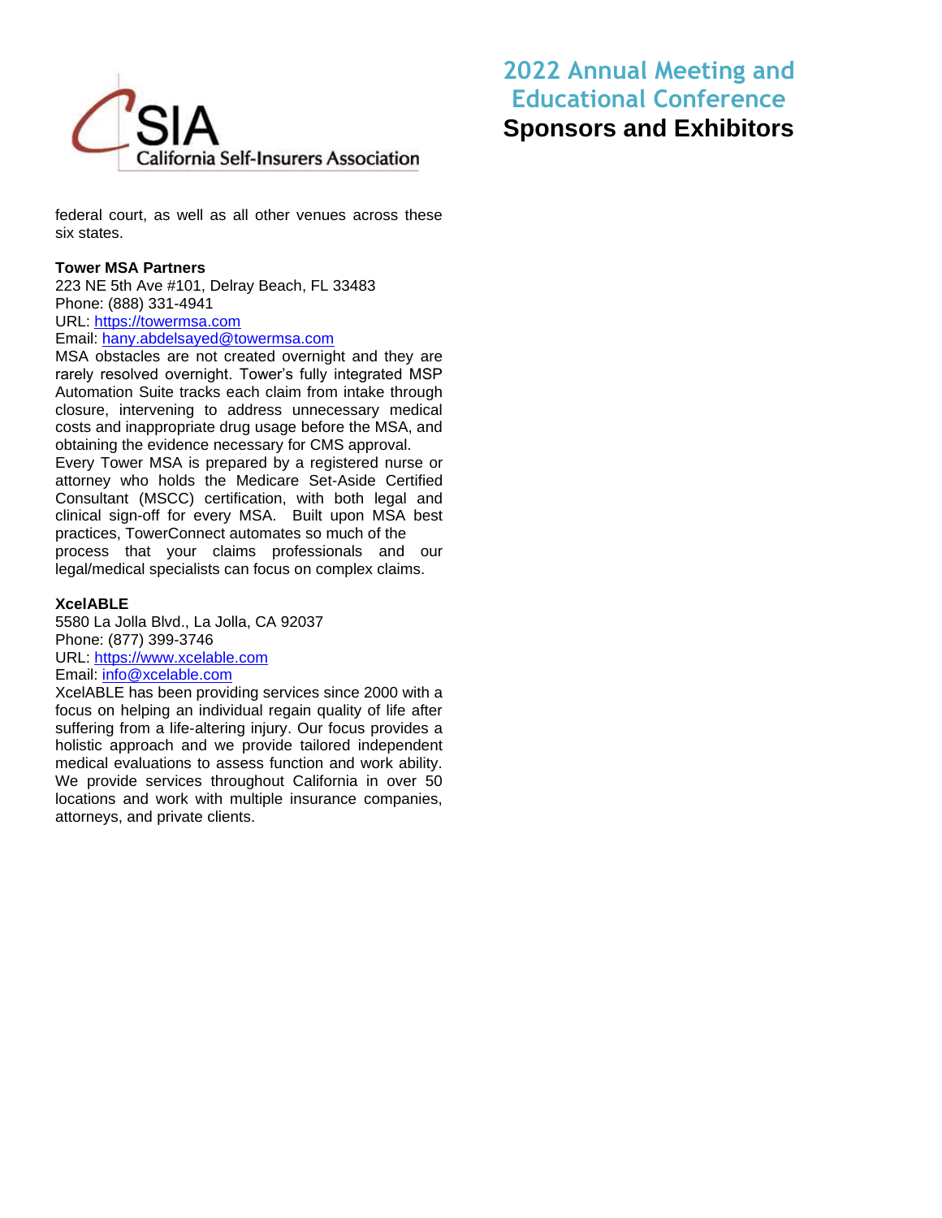federal court, as well as all other venues across these six states.

**Tower MSA Partners**
223 NE 5th Ave #101, Delray Beach, FL 33483
Phone: (888) 331-4941
URL: https://towermsa.com
Email: hany.abdelsayed@towermsa.com
MSA obstacles are not created overnight and they are rarely resolved overnight. Tower's fully integrated MSP Automation Suite tracks each claim from intake through closure, intervening to address unnecessary medical costs and inappropriate drug usage before the MSA, and obtaining the evidence necessary for CMS approval.
Every Tower MSA is prepared by a registered nurse or attorney who holds the Medicare Set-Aside Certified Consultant (MSCC) certification, with both legal and clinical sign-off for every MSA. Built upon MSA best practices, TowerConnect automates so much of the process that your claims professionals and our legal/medical specialists can focus on complex claims.

**XcelABLE**
5580 La Jolla Blvd., La Jolla, CA 92037
Phone: (877) 399-3746
URL: https://www.xcelable.com
Email: info@xcelable.com
XcelABLE has been providing services since 2000 with a focus on helping an individual regain quality of life after suffering from a life-altering injury. Our focus provides a holistic approach and we provide tailored independent medical evaluations to assess function and work ability. We provide services throughout California in over 50 locations and work with multiple insurance companies, attorneys, and private clients.